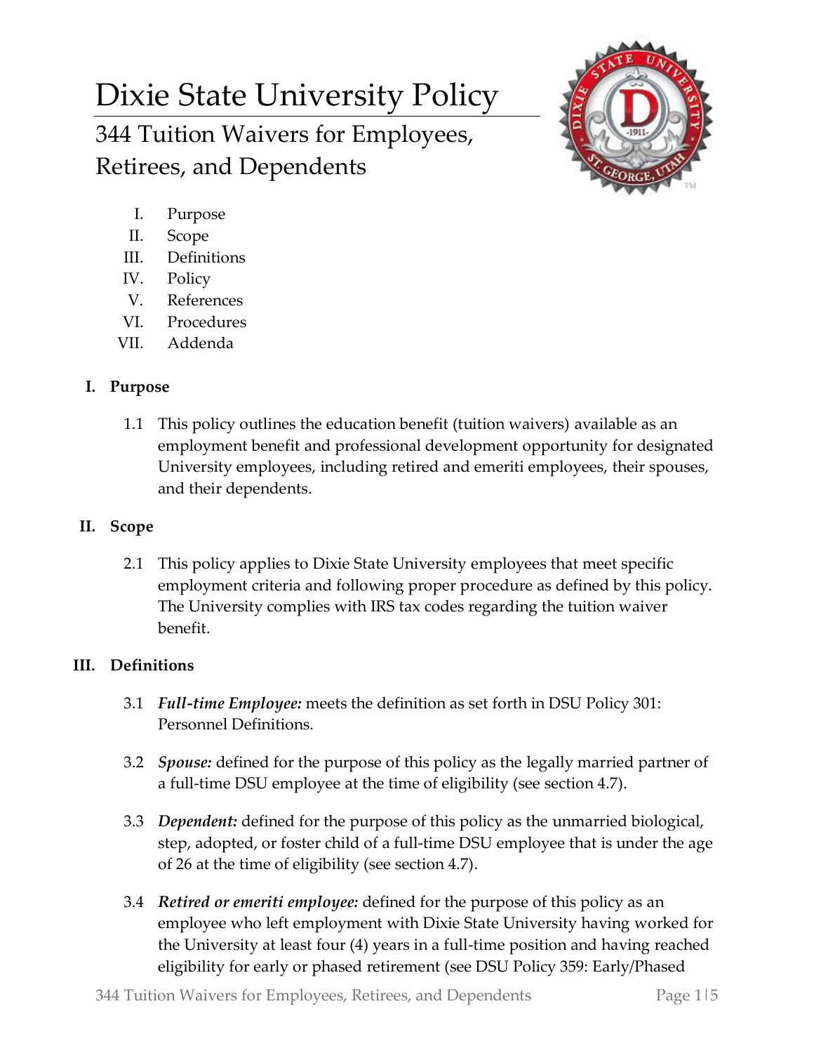# Dixie State University Policy

## 344 Tuition Waivers for Employees, Retirees, and Dependents

I. Purpose
II. Scope
III. Definitions
IV. Policy
V. References
VI. Procedures
VII. Addenda

### I. Purpose

1.1 This policy outlines the education benefit (tuition waivers) available as an employment benefit and professional development opportunity for designated University employees, including retired and emeriti employees, their spouses, and their dependents.

### II. Scope

2.1 This policy applies to Dixie State University employees that meet specific employment criteria and following proper procedure as defined by this policy. The University complies with IRS tax codes regarding the tuition waiver benefit.

### III. Definitions

3.1 ***Full-time Employee:*** meets the definition as set forth in DSU Policy 301: Personnel Definitions.

3.2 ***Spouse:*** defined for the purpose of this policy as the legally married partner of a full-time DSU employee at the time of eligibility (see section 4.7).

3.3 ***Dependent:*** defined for the purpose of this policy as the unmarried biological, step, adopted, or foster child of a full-time DSU employee that is under the age of 26 at the time of eligibility (see section 4.7).

3.4 ***Retired or emeriti employee:*** defined for the purpose of this policy as an employee who left employment with Dixie State University having worked for the University at least four (4) years in a full-time position and having reached eligibility for early or phased retirement (see DSU Policy 359: Early/Phased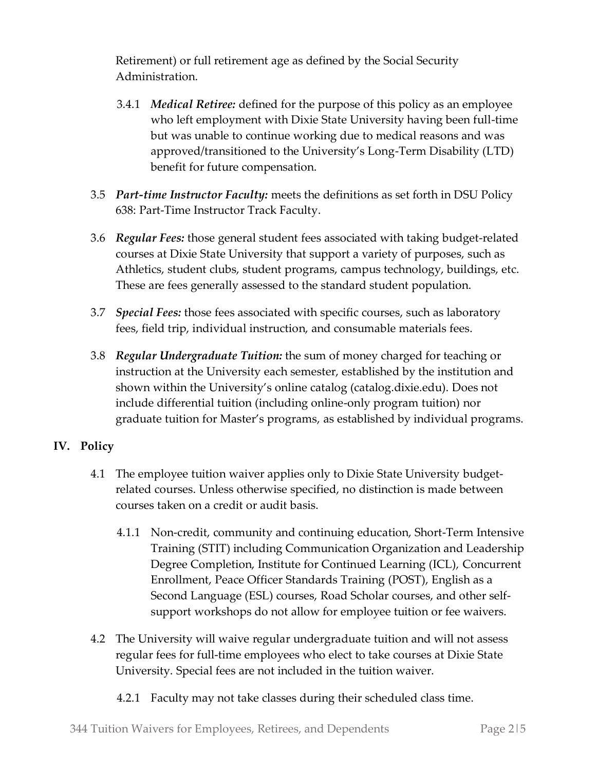Retirement) or full retirement age as defined by the Social Security Administration.

3.4.1 ***Medical Retiree:*** defined for the purpose of this policy as an employee who left employment with Dixie State University having been full-time but was unable to continue working due to medical reasons and was approved/transitioned to the University's Long-Term Disability (LTD) benefit for future compensation.

3.5 ***Part-time Instructor Faculty:*** meets the definitions as set forth in DSU Policy 638: Part-Time Instructor Track Faculty.

3.6 ***Regular Fees:*** those general student fees associated with taking budget-related courses at Dixie State University that support a variety of purposes, such as Athletics, student clubs, student programs, campus technology, buildings, etc. These are fees generally assessed to the standard student population.

3.7 ***Special Fees:*** those fees associated with specific courses, such as laboratory fees, field trip, individual instruction, and consumable materials fees.

3.8 ***Regular Undergraduate Tuition:*** the sum of money charged for teaching or instruction at the University each semester, established by the institution and shown within the University's online catalog (catalog.dixie.edu). Does not include differential tuition (including online-only program tuition) nor graduate tuition for Master's programs, as established by individual programs.

## IV. Policy

4.1 The employee tuition waiver applies only to Dixie State University budget-related courses. Unless otherwise specified, no distinction is made between courses taken on a credit or audit basis.

4.1.1 Non-credit, community and continuing education, Short-Term Intensive Training (STIT) including Communication Organization and Leadership Degree Completion, Institute for Continued Learning (ICL), Concurrent Enrollment, Peace Officer Standards Training (POST), English as a Second Language (ESL) courses, Road Scholar courses, and other self-support workshops do not allow for employee tuition or fee waivers.

4.2 The University will waive regular undergraduate tuition and will not assess regular fees for full-time employees who elect to take courses at Dixie State University. Special fees are not included in the tuition waiver.

4.2.1 Faculty may not take classes during their scheduled class time.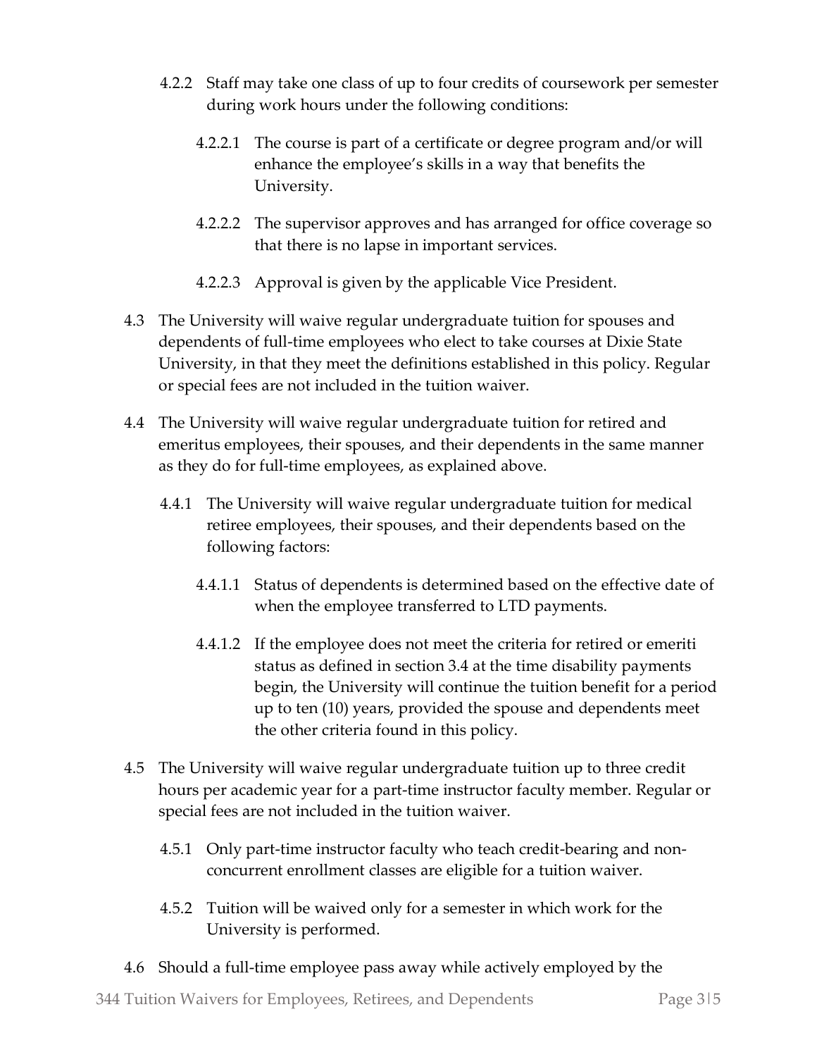4.2.2 Staff may take one class of up to four credits of coursework per semester during work hours under the following conditions:

4.2.2.1 The course is part of a certificate or degree program and/or will enhance the employee's skills in a way that benefits the University.

4.2.2.2 The supervisor approves and has arranged for office coverage so that there is no lapse in important services.

4.2.2.3 Approval is given by the applicable Vice President.

4.3 The University will waive regular undergraduate tuition for spouses and dependents of full-time employees who elect to take courses at Dixie State University, in that they meet the definitions established in this policy. Regular or special fees are not included in the tuition waiver.

4.4 The University will waive regular undergraduate tuition for retired and emeritus employees, their spouses, and their dependents in the same manner as they do for full-time employees, as explained above.

4.4.1 The University will waive regular undergraduate tuition for medical retiree employees, their spouses, and their dependents based on the following factors:

4.4.1.1 Status of dependents is determined based on the effective date of when the employee transferred to LTD payments.

4.4.1.2 If the employee does not meet the criteria for retired or emeriti status as defined in section 3.4 at the time disability payments begin, the University will continue the tuition benefit for a period up to ten (10) years, provided the spouse and dependents meet the other criteria found in this policy.

4.5 The University will waive regular undergraduate tuition up to three credit hours per academic year for a part-time instructor faculty member. Regular or special fees are not included in the tuition waiver.

4.5.1 Only part-time instructor faculty who teach credit-bearing and non-concurrent enrollment classes are eligible for a tuition waiver.

4.5.2 Tuition will be waived only for a semester in which work for the University is performed.

4.6 Should a full-time employee pass away while actively employed by the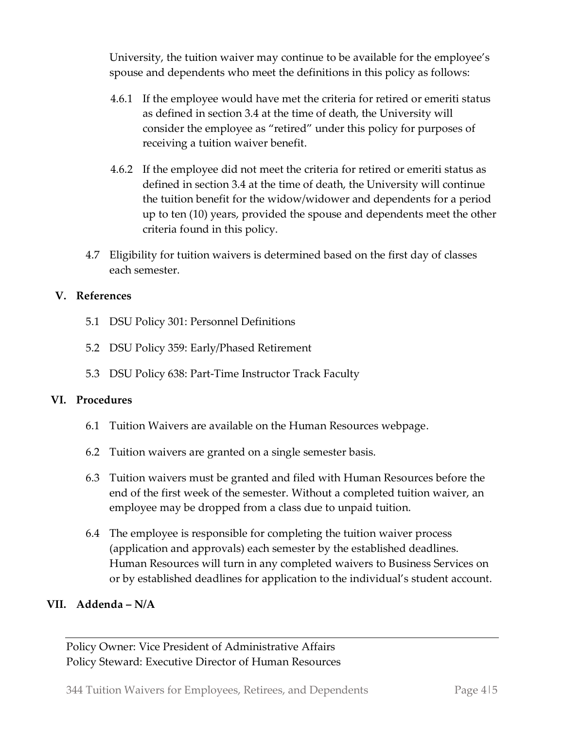University, the tuition waiver may continue to be available for the employee's spouse and dependents who meet the definitions in this policy as follows:

4.6.1 If the employee would have met the criteria for retired or emeriti status as defined in section 3.4 at the time of death, the University will consider the employee as "retired" under this policy for purposes of receiving a tuition waiver benefit.

4.6.2 If the employee did not meet the criteria for retired or emeriti status as defined in section 3.4 at the time of death, the University will continue the tuition benefit for the widow/widower and dependents for a period up to ten (10) years, provided the spouse and dependents meet the other criteria found in this policy.

4.7 Eligibility for tuition waivers is determined based on the first day of classes each semester.

## V. References

5.1 DSU Policy 301: Personnel Definitions

5.2 DSU Policy 359: Early/Phased Retirement

5.3 DSU Policy 638: Part-Time Instructor Track Faculty

## VI. Procedures

6.1 Tuition Waivers are available on the Human Resources webpage.

6.2 Tuition waivers are granted on a single semester basis.

6.3 Tuition waivers must be granted and filed with Human Resources before the end of the first week of the semester. Without a completed tuition waiver, an employee may be dropped from a class due to unpaid tuition.

6.4 The employee is responsible for completing the tuition waiver process (application and approvals) each semester by the established deadlines. Human Resources will turn in any completed waivers to Business Services on or by established deadlines for application to the individual's student account.

## VII. Addenda – N/A

---

Policy Owner: Vice President of Administrative Affairs
Policy Steward: Executive Director of Human Resources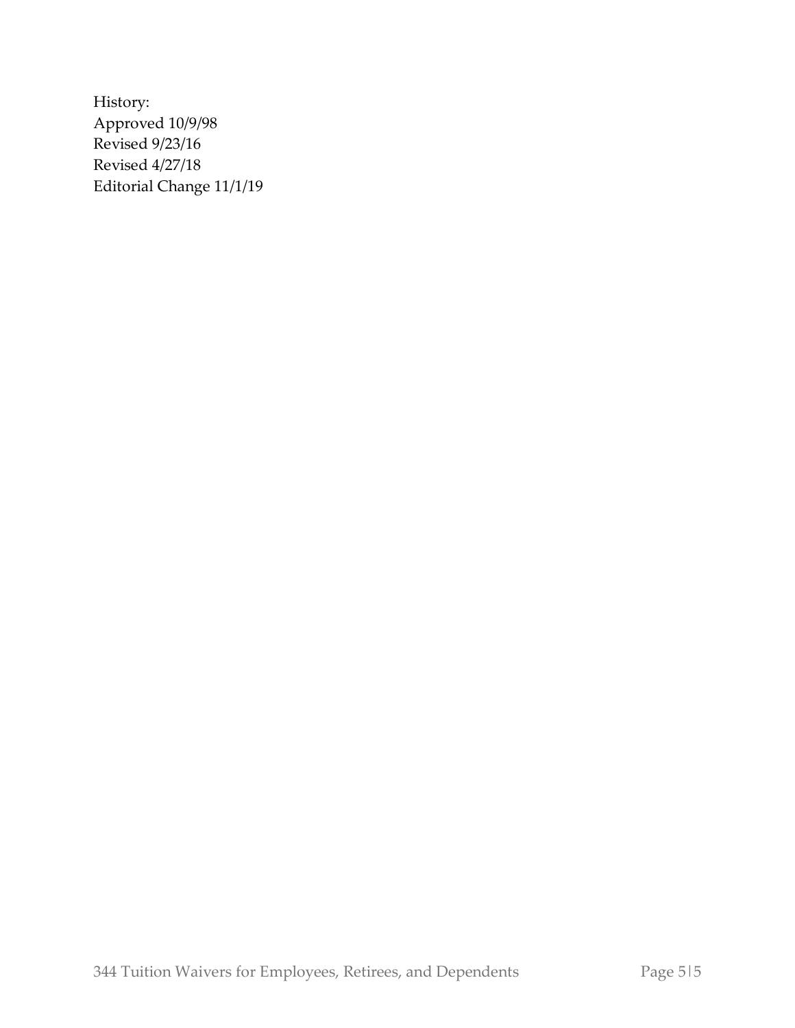History:
Approved 10/9/98
Revised 9/23/16
Revised 4/27/18
Editorial Change 11/1/19